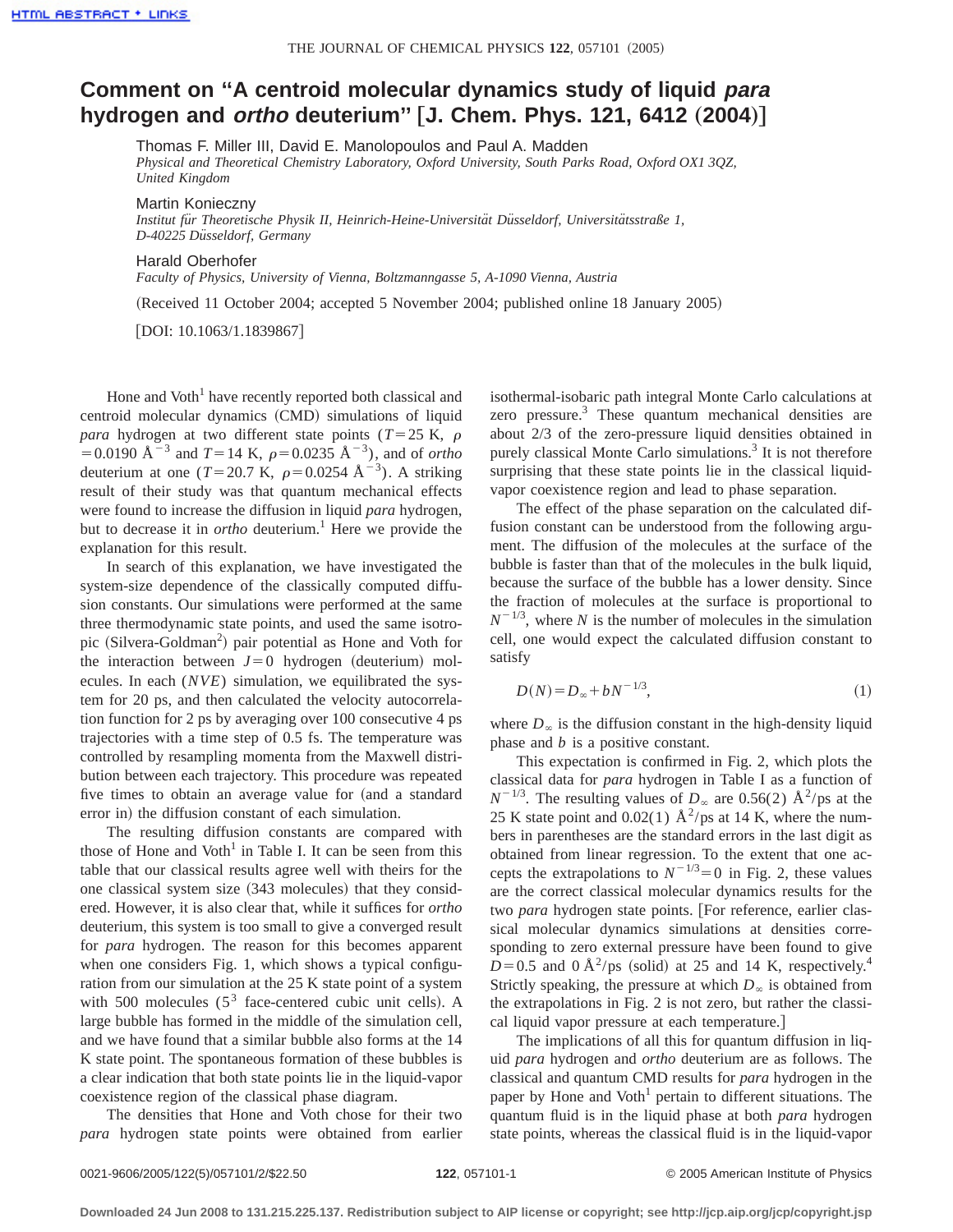# Comment on "A centroid molecular dynamics study of liquid *para* hydrogen and *ortho* deuterium" [J. Chem. Phys. 121, 6412 (2004)]

Thomas F. Miller III, David E. Manolopoulos and Paul A. Madden
*Physical and Theoretical Chemistry Laboratory, Oxford University, South Parks Road, Oxford OX1 3QZ, United Kingdom*

Martin Konieczny
*Institut für Theoretische Physik II, Heinrich-Heine-Universität Düsseldorf, Universitätsstraße 1, D-40225 Düsseldorf, Germany*

Harald Oberhofer
*Faculty of Physics, University of Vienna, Boltzmanngasse 5, A-1090 Vienna, Austria*

(Received 11 October 2004; accepted 5 November 2004; published online 18 January 2005)

[DOI: 10.1063/1.1839867]

Hone and Voth[1] have recently reported both classical and centroid molecular dynamics (CMD) simulations of liquid *para* hydrogen at two different state points ($T=25$ K, $\rho=0.0190$ Å$^{-3}$ and $T=14$ K, $\rho=0.0235$ Å$^{-3}$), and of *ortho* deuterium at one ($T=20.7$ K, $\rho=0.0254$ Å$^{-3}$). A striking result of their study was that quantum mechanical effects were found to increase the diffusion in liquid *para* hydrogen, but to decrease it in *ortho* deuterium.[1] Here we provide the explanation for this result.

In search of this explanation, we have investigated the system-size dependence of the classically computed diffusion constants. Our simulations were performed at the same three thermodynamic state points, and used the same isotropic (Silvera-Goldman[2]) pair potential as Hone and Voth for the interaction between $J=0$ hydrogen (deuterium) molecules. In each ($NVE$) simulation, we equilibrated the system for 20 ps, and then calculated the velocity autocorrelation function for 2 ps by averaging over 100 consecutive 4 ps trajectories with a time step of 0.5 fs. The temperature was controlled by resampling momenta from the Maxwell distribution between each trajectory. This procedure was repeated five times to obtain an average value for (and a standard error in) the diffusion constant of each simulation.

The resulting diffusion constants are compared with those of Hone and Voth[1] in Table I. It can be seen from this table that our classical results agree well with theirs for the one classical system size (343 molecules) that they considered. However, it is also clear that, while it suffices for *ortho* deuterium, this system is too small to give a converged result for *para* hydrogen. The reason for this becomes apparent when one considers Fig. 1, which shows a typical configuration from our simulation at the 25 K state point of a system with 500 molecules ($5^3$ face-centered cubic unit cells). A large bubble has formed in the middle of the simulation cell, and we have found that a similar bubble also forms at the 14 K state point. The spontaneous formation of these bubbles is a clear indication that both state points lie in the liquid-vapor coexistence region of the classical phase diagram.

The densities that Hone and Voth chose for their two *para* hydrogen state points were obtained from earlier isothermal-isobaric path integral Monte Carlo calculations at zero pressure.[3] These quantum mechanical densities are about 2/3 of the zero-pressure liquid densities obtained in purely classical Monte Carlo simulations.[3] It is not therefore surprising that these state points lie in the classical liquid-vapor coexistence region and lead to phase separation.

The effect of the phase separation on the calculated diffusion constant can be understood from the following argument. The diffusion of the molecules at the surface of the bubble is faster than that of the molecules in the bulk liquid, because the surface of the bubble has a lower density. Since the fraction of molecules at the surface is proportional to $N^{-1/3}$, where $N$ is the number of molecules in the simulation cell, one would expect the calculated diffusion constant to satisfy

$$D(N)=D_\infty+bN^{-1/3}, \tag{1}$$

where $D_\infty$ is the diffusion constant in the high-density liquid phase and $b$ is a positive constant.

This expectation is confirmed in Fig. 2, which plots the classical data for *para* hydrogen in Table I as a function of $N^{-1/3}$. The resulting values of $D_\infty$ are 0.56(2) Å$^2$/ps at the 25 K state point and 0.02(1) Å$^2$/ps at 14 K, where the numbers in parentheses are the standard errors in the last digit as obtained from linear regression. To the extent that one accepts the extrapolations to $N^{-1/3}=0$ in Fig. 2, these values are the correct classical molecular dynamics results for the two *para* hydrogen state points. [For reference, earlier classical molecular dynamics simulations at densities corresponding to zero external pressure have been found to give $D=0.5$ and 0 Å$^2$/ps (solid) at 25 and 14 K, respectively.[4] Strictly speaking, the pressure at which $D_\infty$ is obtained from the extrapolations in Fig. 2 is not zero, but rather the classical liquid vapor pressure at each temperature.]

The implications of all this for quantum diffusion in liquid *para* hydrogen and *ortho* deuterium are as follows. The classical and quantum CMD results for *para* hydrogen in the paper by Hone and Voth[1] pertain to different situations. The quantum fluid is in the liquid phase at both *para* hydrogen state points, whereas the classical fluid is in the liquid-vapor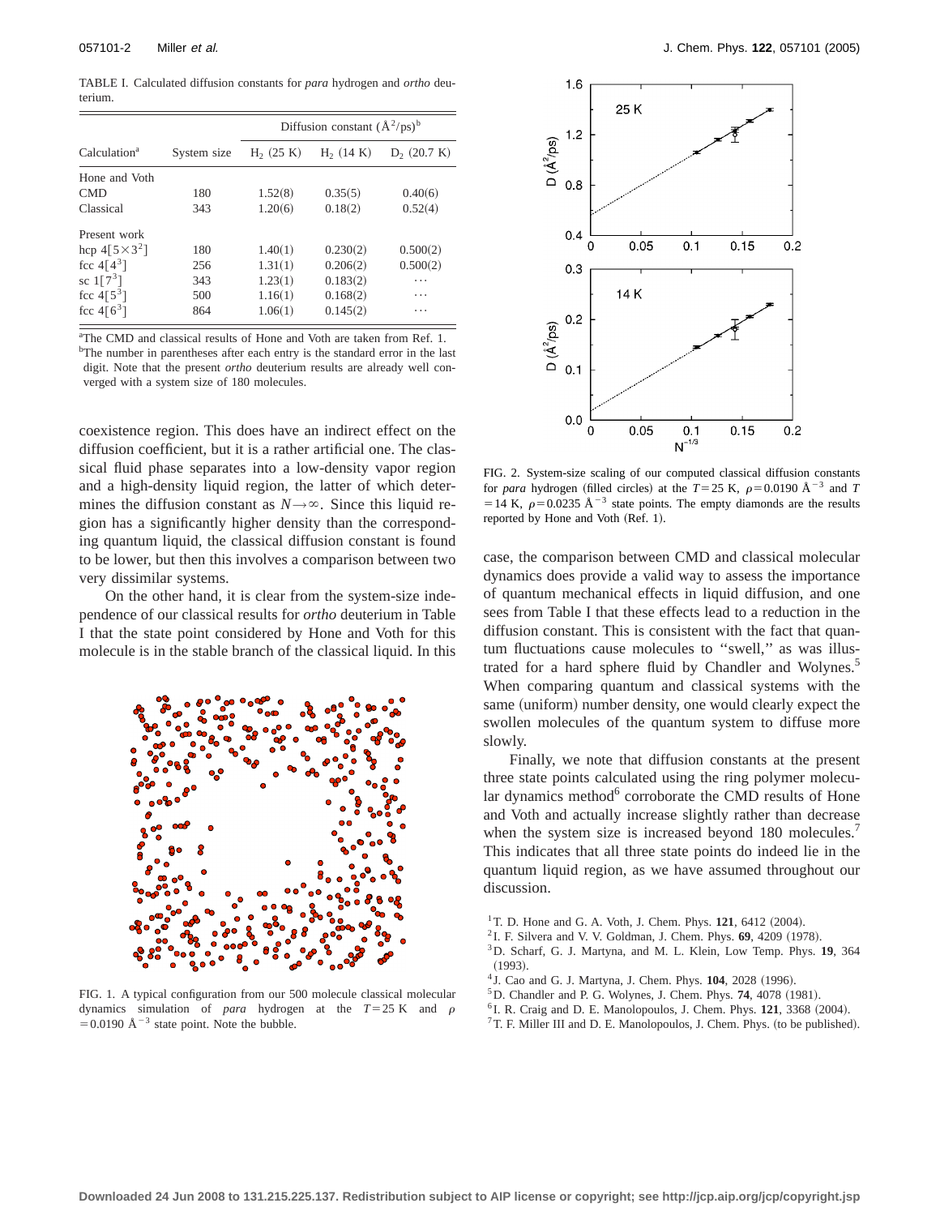TABLE I. Calculated diffusion constants for *para* hydrogen and *ortho* deuterium.

| Calculation[a] | System size | Diffusion constant (Å$^2$/ps)[b] | | |
|---|---|---|---|---|
| | | $H_2$ (25 K) | $H_2$ (14 K) | $D_2$ (20.7 K) |
| Hone and Voth | | | | |
| CMD | 180 | 1.52(8) | 0.35(5) | 0.40(6) |
| Classical | 343 | 1.20(6) | 0.18(2) | 0.52(4) |
| Present work | | | | |
| hcp 4[5×3$^2$] | 180 | 1.40(1) | 0.230(2) | 0.500(2) |
| fcc 4[4$^3$] | 256 | 1.31(1) | 0.206(2) | 0.500(2) |
| sc 1[7$^3$] | 343 | 1.23(1) | 0.183(2) | ⋯ |
| fcc 4[5$^3$] | 500 | 1.16(1) | 0.168(2) | ⋯ |
| fcc 4[6$^3$] | 864 | 1.06(1) | 0.145(2) | ⋯ |

[a]The CMD and classical results of Hone and Voth are taken from Ref. 1.
[b]The number in parentheses after each entry is the standard error in the last digit. Note that the present *ortho* deuterium results are already well converged with a system size of 180 molecules.

coexistence region. This does have an indirect effect on the diffusion coefficient, but it is a rather artificial one. The classical fluid phase separates into a low-density vapor region and a high-density liquid region, the latter of which determines the diffusion constant as $N \to \infty$. Since this liquid region has a significantly higher density than the corresponding quantum liquid, the classical diffusion constant is found to be lower, but then this involves a comparison between two very dissimilar systems.

On the other hand, it is clear from the system-size independence of our classical results for *ortho* deuterium in Table I that the state point considered by Hone and Voth for this molecule is in the stable branch of the classical liquid. In this case, the comparison between CMD and classical molecular dynamics does provide a valid way to assess the importance of quantum mechanical effects in liquid diffusion, and one sees from Table I that these effects lead to a reduction in the diffusion constant. This is consistent with the fact that quantum fluctuations cause molecules to "swell," as was illustrated for a hard sphere fluid by Chandler and Wolynes.[5] When comparing quantum and classical systems with the same (uniform) number density, one would clearly expect the swollen molecules of the quantum system to diffuse more slowly.

Finally, we note that diffusion constants at the present three state points calculated using the ring polymer molecular dynamics method[6] corroborate the CMD results of Hone and Voth and actually increase slightly rather than decrease when the system size is increased beyond 180 molecules.[7] This indicates that all three state points do indeed lie in the quantum liquid region, as we have assumed throughout our discussion.

FIG. 1. A typical configuration from our 500 molecule classical molecular dynamics simulation of *para* hydrogen at the $T=25$ K and $\rho = 0.0190$ Å$^{-3}$ state point. Note the bubble.

25 K
D (Å$^2$/ps)
1.6
1.2
0.8
0.4
14 K
D (Å$^2$/ps)
0.3
0.2
0.1
0.0
0 0.05 0.1 0.15 0.2
$N^{-1/3}$

FIG. 2. System-size scaling of our computed classical diffusion constants for *para* hydrogen (filled circles) at the $T=25$ K, $\rho=0.0190$ Å$^{-3}$ and $T=14$ K, $\rho=0.0235$ Å$^{-3}$ state points. The empty diamonds are the results reported by Hone and Voth (Ref. 1).

[1]T. D. Hone and G. A. Voth, J. Chem. Phys. **121**, 6412 (2004).
[2]I. F. Silvera and V. V. Goldman, J. Chem. Phys. **69**, 4209 (1978).
[3]D. Scharf, G. J. Martyna, and M. L. Klein, Low Temp. Phys. **19**, 364 (1993).
[4]J. Cao and G. J. Martyna, J. Chem. Phys. **104**, 2028 (1996).
[5]D. Chandler and P. G. Wolynes, J. Chem. Phys. **74**, 4078 (1981).
[6]I. R. Craig and D. E. Manolopoulos, J. Chem. Phys. **121**, 3368 (2004).
[7]T. F. Miller III and D. E. Manolopoulos, J. Chem. Phys. (to be published).